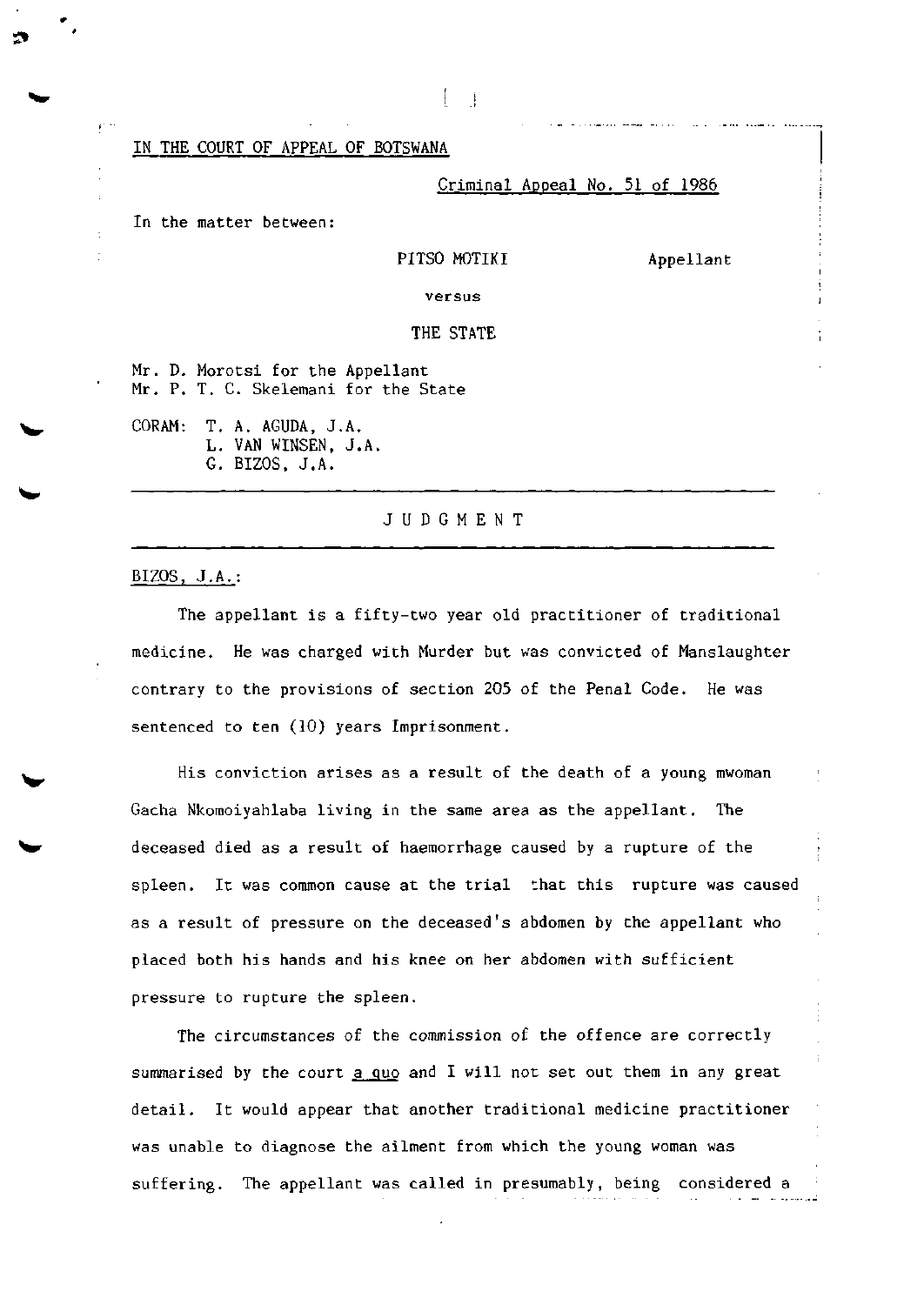IN THE COURT OF APPEAL OF BOTSWANA

Criminal Appeal No. 51 of 1986

In the matter between:

PITSO MOTIKI Appellant

versus

THE STATE

Mr. D. Morotsi for the Appellant
Mr. P. T. C. Skelemani for the State

CORAM: T. A. AGUDA, J.A.
L. VAN WINSEN, J.A.
G. BIZOS, J.A.

---

J U D G M E N T

---

BIZOS, J.A.:

The appellant is a fifty-two year old practitioner of traditional medicine. He was charged with Murder but was convicted of Manslaughter contrary to the provisions of section 205 of the Penal Code. He was sentenced to ten (10) years Imprisonment.

His conviction arises as a result of the death of a young mwoman Gacha Nkomoiyahlaba living in the same area as the appellant. The deceased died as a result of haemorrhage caused by a rupture of the spleen. It was common cause at the trial that this rupture was caused as a result of pressure on the deceased's abdomen by the appellant who placed both his hands and his knee on her abdomen with sufficient pressure to rupture the spleen.

The circumstances of the commission of the offence are correctly summarised by the court a quo and I will not set out them in any great detail. It would appear that another traditional medicine practitioner was unable to diagnose the ailment from which the young woman was suffering. The appellant was called in presumably, being considered a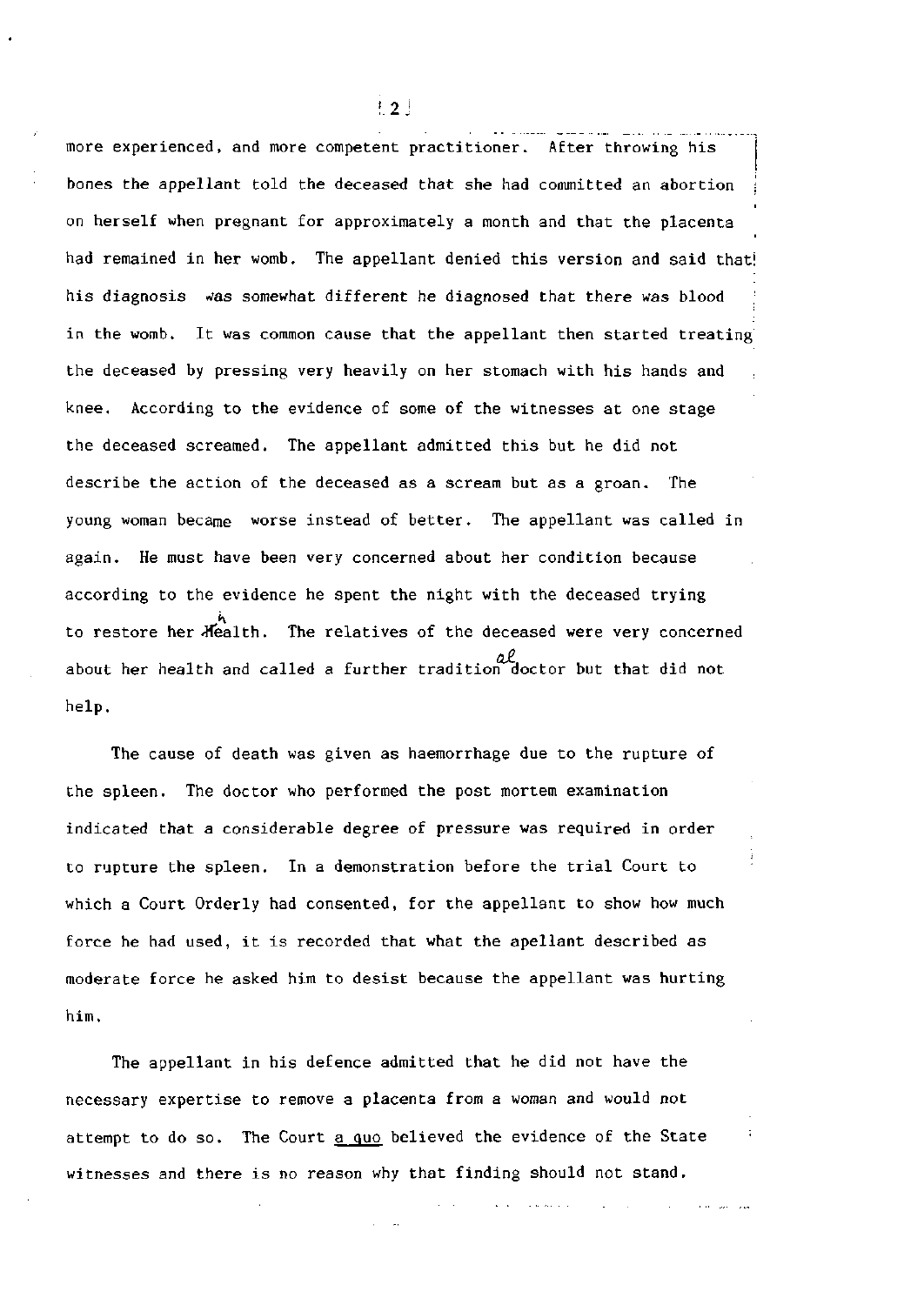more experienced, and more competent practitioner. After throwing his bones the appellant told the deceased that she had committed an abortion on herself when pregnant for approximately a month and that the placenta had remained in her womb. The appellant denied this version and said that his diagnosis was somewhat different he diagnosed that there was blood in the womb. It was common cause that the appellant then started treating the deceased by pressing very heavily on her stomach with his hands and knee. According to the evidence of some of the witnesses at one stage the deceased screamed. The appellant admitted this but he did not describe the action of the deceased as a scream but as a groan. The young woman became worse instead of better. The appellant was called in again. He must have been very concerned about her condition because according to the evidence he spent the night with the deceased trying to restore her health. The relatives of the deceased were very concerned about her health and called a further traditional doctor but that did not help.

The cause of death was given as haemorrhage due to the rupture of the spleen. The doctor who performed the post mortem examination indicated that a considerable degree of pressure was required in order to rupture the spleen. In a demonstration before the trial Court to which a Court Orderly had consented, for the appellant to show how much force he had used, it is recorded that what the apellant described as moderate force he asked him to desist because the appellant was hurting him.

The appellant in his defence admitted that he did not have the necessary expertise to remove a placenta from a woman and would not attempt to do so. The Court a quo believed the evidence of the State witnesses and there is no reason why that finding should not stand.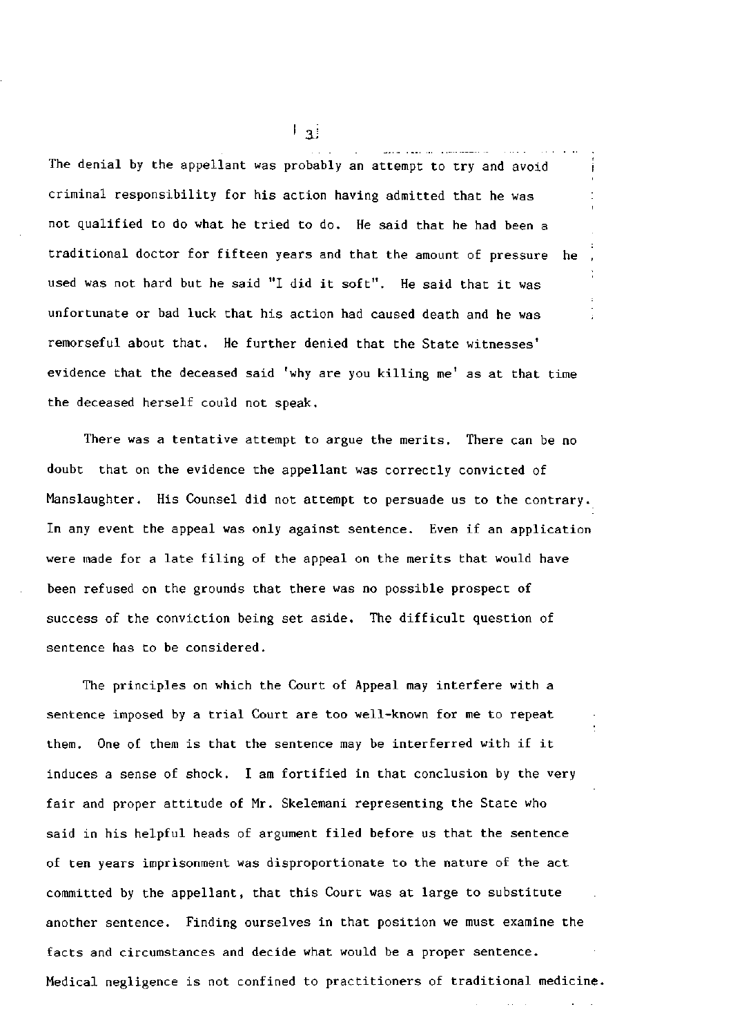The denial by the appellant was probably an attempt to try and avoid criminal responsibility for his action having admitted that he was not qualified to do what he tried to do. He said that he had been a traditional doctor for fifteen years and that the amount of pressure he used was not hard but he said "I did it soft". He said that it was unfortunate or bad luck that his action had caused death and he was remorseful about that. He further denied that the State witnesses' evidence that the deceased said 'why are you killing me' as at that time the deceased herself could not speak.

There was a tentative attempt to argue the merits. There can be no doubt that on the evidence the appellant was correctly convicted of Manslaughter. His Counsel did not attempt to persuade us to the contrary. In any event the appeal was only against sentence. Even if an application were made for a late filing of the appeal on the merits that would have been refused on the grounds that there was no possible prospect of success of the conviction being set aside. The difficult question of sentence has to be considered.

The principles on which the Court of Appeal may interfere with a sentence imposed by a trial Court are too well-known for me to repeat them. One of them is that the sentence may be interferred with if it induces a sense of shock. I am fortified in that conclusion by the very fair and proper attitude of Mr. Skelemani representing the State who said in his helpful heads of argument filed before us that the sentence of ten years imprisonment was disproportionate to the nature of the act committed by the appellant, that this Court was at large to substitute another sentence. Finding ourselves in that position we must examine the facts and circumstances and decide what would be a proper sentence. Medical negligence is not confined to practitioners of traditional medicine.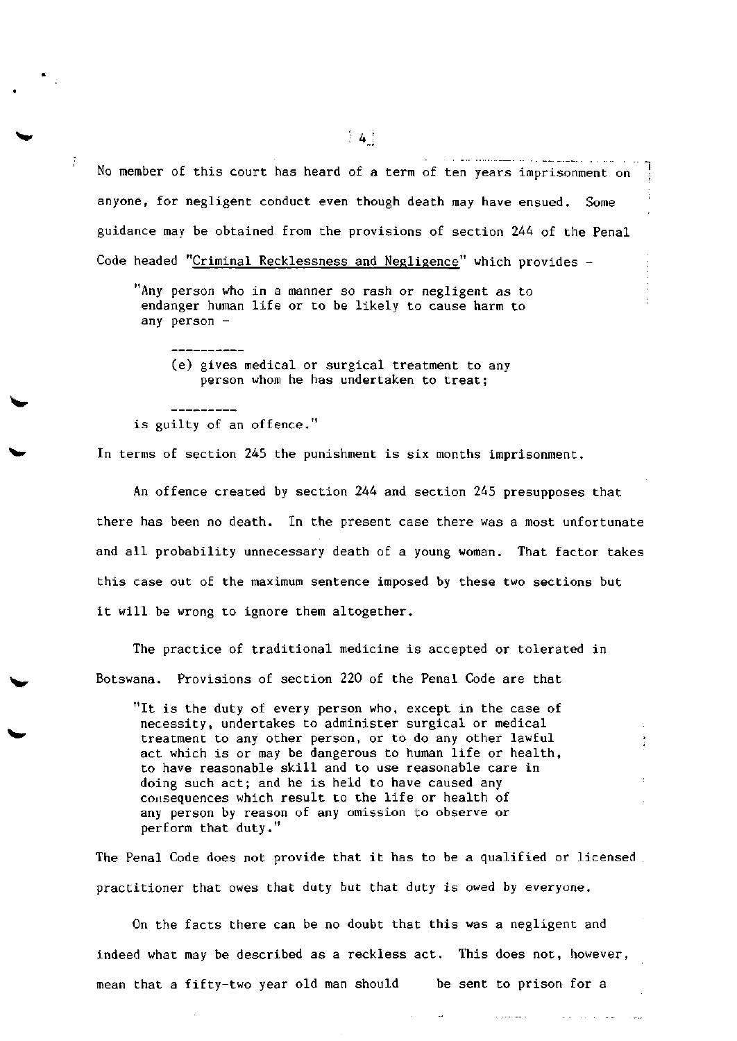No member of this court has heard of a term of ten years imprisonment on anyone, for negligent conduct even though death may have ensued. Some guidance may be obtained from the provisions of section 244 of the Penal Code headed "<u>Criminal Recklessness and Negligence</u>" which provides -

> "Any person who in a manner so rash or negligent as to endanger human life or to be likely to cause harm to any person -
>
> ----------
>
> (e) gives medical or surgical treatment to any person whom he has undertaken to treat;
>
> ---------
>
> is guilty of an offence."

In terms of section 245 the punishment is six months imprisonment.

An offence created by section 244 and section 245 presupposes that there has been no death. In the present case there was a most unfortunate and all probability unnecessary death of a young woman. That factor takes this case out of the maximum sentence imposed by these two sections but it will be wrong to ignore them altogether.

The practice of traditional medicine is accepted or tolerated in Botswana. Provisions of section 220 of the Penal Code are that

> "It is the duty of every person who, except in the case of necessity, undertakes to administer surgical or medical treatment to any other person, or to do any other lawful act which is or may be dangerous to human life or health, to have reasonable skill and to use reasonable care in doing such act; and he is held to have caused any consequences which result to the life or health of any person by reason of any omission to observe or perform that duty."

The Penal Code does not provide that it has to be a qualified or licensed practitioner that owes that duty but that duty is owed by everyone.

On the facts there can be no doubt that this was a negligent and indeed what may be described as a reckless act. This does not, however, mean that a fifty-two year old man should be sent to prison for a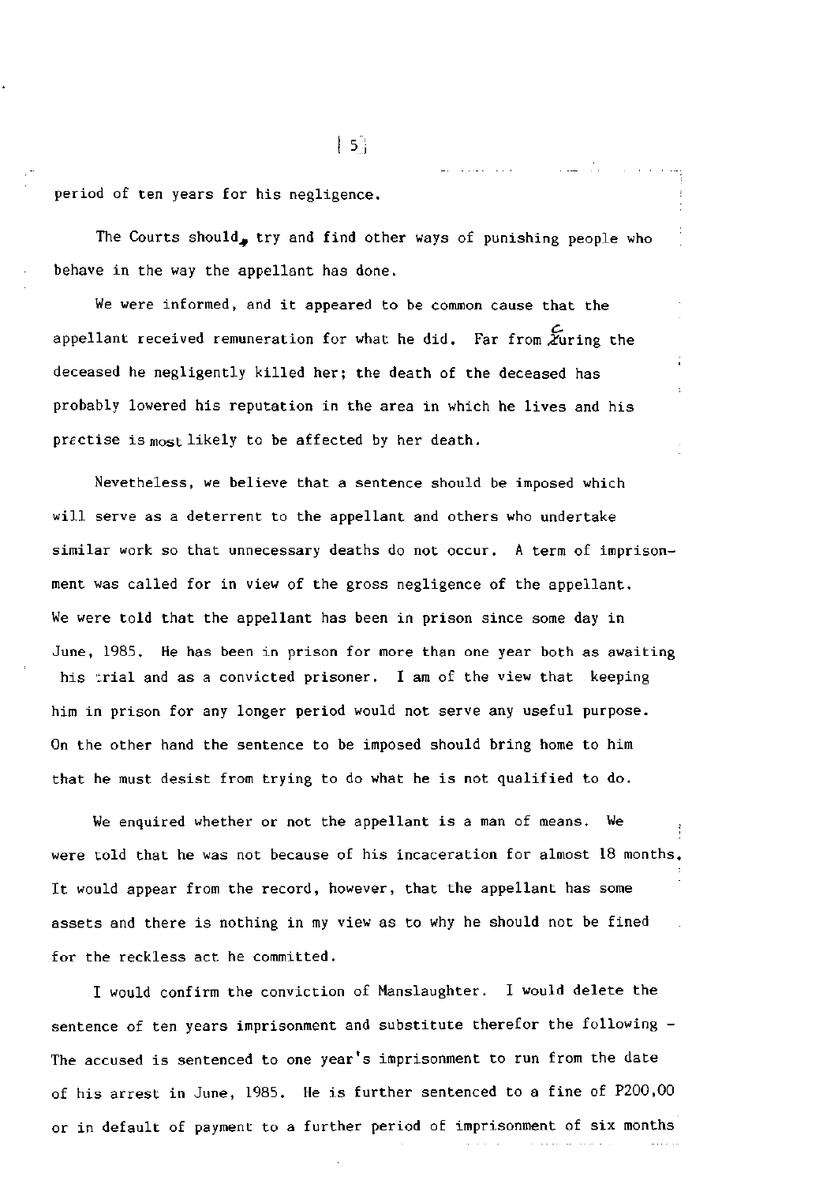period of ten years for his negligence.

The Courts should, try and find other ways of punishing people who behave in the way the appellant has done.

We were informed, and it appeared to be common cause that the appellant received remuneration for what he did. Far from curing the deceased he negligently killed her; the death of the deceased has probably lowered his reputation in the area in which he lives and his practise is most likely to be affected by her death.

Nevetheless, we believe that a sentence should be imposed which will serve as a deterrent to the appellant and others who undertake similar work so that unnecessary deaths do not occur. A term of imprisonment was called for in view of the gross negligence of the appellant. We were told that the appellant has been in prison since some day in June, 1985. He has been in prison for more than one year both as awaiting his trial and as a convicted prisoner. I am of the view that keeping him in prison for any longer period would not serve any useful purpose. On the other hand the sentence to be imposed should bring home to him that he must desist from trying to do what he is not qualified to do.

We enquired whether or not the appellant is a man of means. We were told that he was not because of his incaceration for almost 18 months. It would appear from the record, however, that the appellant has some assets and there is nothing in my view as to why he should not be fined for the reckless act he committed.

I would confirm the conviction of Manslaughter. I would delete the sentence of ten years imprisonment and substitute therefor the following - The accused is sentenced to one year's imprisonment to run from the date of his arrest in June, 1985. He is further sentenced to a fine of P200,00 or in default of payment to a further period of imprisonment of six months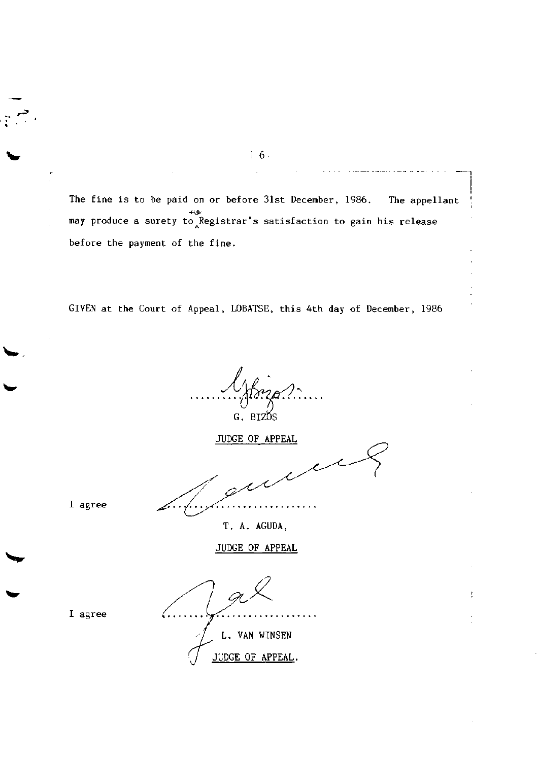The fine is to be paid on or before 31st December, 1986. The appellant may produce a surety to the Registrar's satisfaction to gain his release before the payment of the fine.

GIVEN at the Court of Appeal, LOBATSE, this 4th day of December, 1986

..........................

G. BIZOS

JUDGE OF APPEAL

I agree ..........................

T. A. AGUDA,

JUDGE OF APPEAL

I agree ..........................

L. VAN WINSEN

JUDGE OF APPEAL.